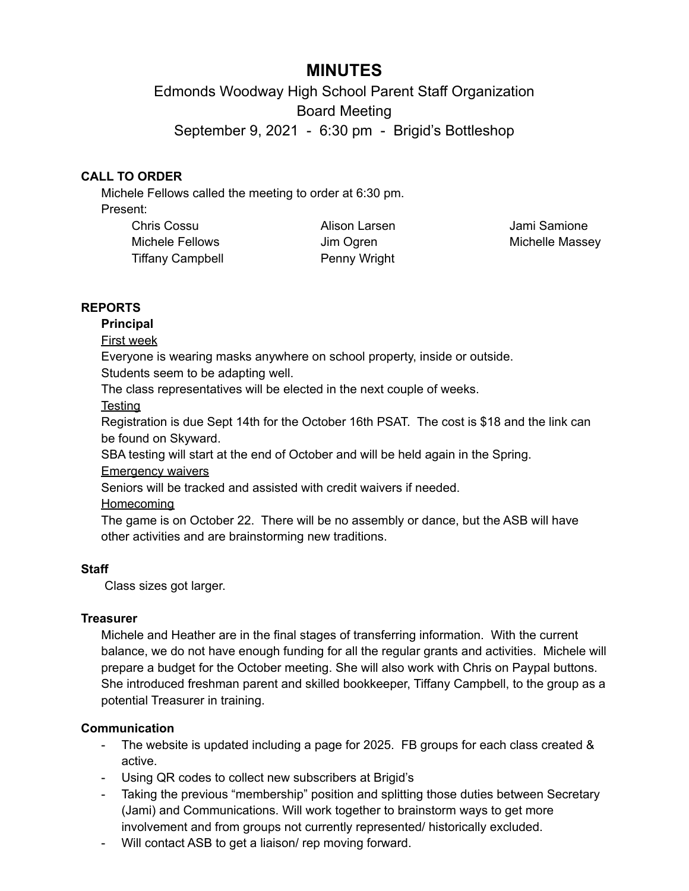# MINUTES

## Edmonds Woodway High School Parent Staff Organization
## Board Meeting
## September 9, 2021 - 6:30 pm - Brigid's Bottleshop

### CALL TO ORDER

Michele Fellows called the meeting to order at 6:30 pm.

Present:

| | | |
|---|---|---|
| Chris Cossu | Alison Larsen | Jami Samione |
| Michele Fellows | Jim Ogren | Michelle Massey |
| Tiffany Campbell | Penny Wright | |

### REPORTS

**Principal**

First week

Everyone is wearing masks anywhere on school property, inside or outside.

Students seem to be adapting well.

The class representatives will be elected in the next couple of weeks.

Testing

Registration is due Sept 14th for the October 16th PSAT. The cost is $18 and the link can be found on Skyward.

SBA testing will start at the end of October and will be held again in the Spring.

Emergency waivers

Seniors will be tracked and assisted with credit waivers if needed.

Homecoming

The game is on October 22. There will be no assembly or dance, but the ASB will have other activities and are brainstorming new traditions.

**Staff**

Class sizes got larger.

**Treasurer**

Michele and Heather are in the final stages of transferring information. With the current balance, we do not have enough funding for all the regular grants and activities. Michele will prepare a budget for the October meeting. She will also work with Chris on Paypal buttons. She introduced freshman parent and skilled bookkeeper, Tiffany Campbell, to the group as a potential Treasurer in training.

**Communication**

- The website is updated including a page for 2025. FB groups for each class created & active.
- Using QR codes to collect new subscribers at Brigid's
- Taking the previous "membership" position and splitting those duties between Secretary (Jami) and Communications. Will work together to brainstorm ways to get more involvement and from groups not currently represented/ historically excluded.
- Will contact ASB to get a liaison/ rep moving forward.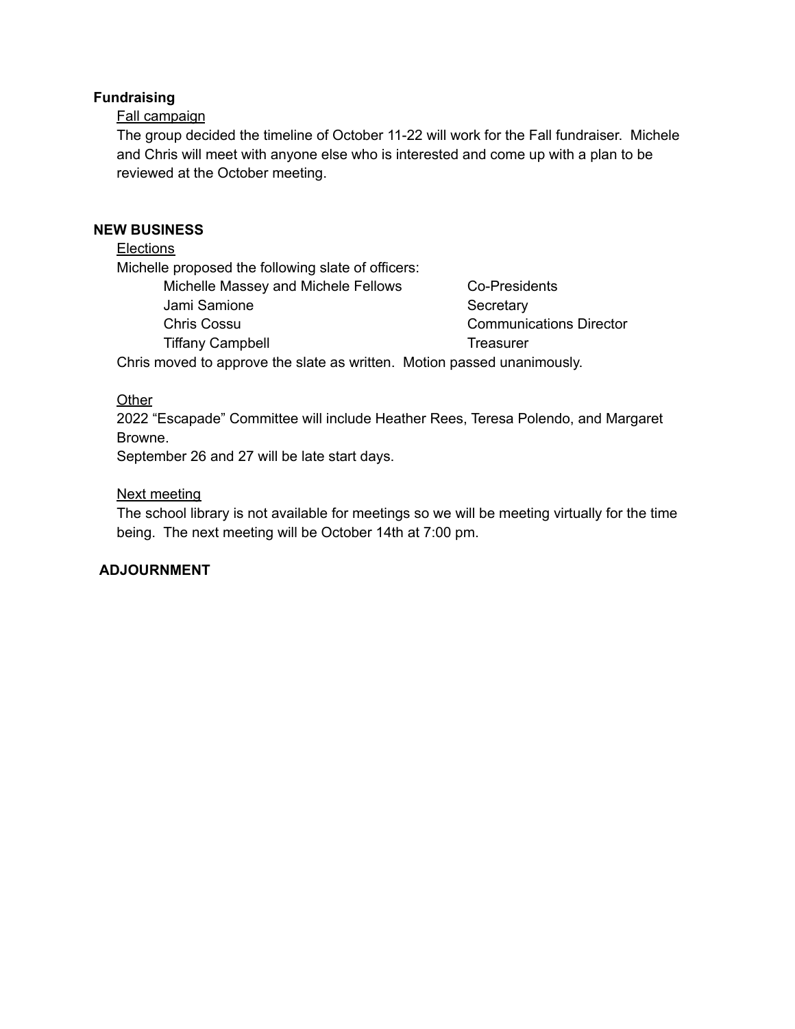**Fundraising**

Fall campaign

The group decided the timeline of October 11-22 will work for the Fall fundraiser. Michele and Chris will meet with anyone else who is interested and come up with a plan to be reviewed at the October meeting.

**NEW BUSINESS**

Elections

Michelle proposed the following slate of officers:

| | |
|---|---|
| Michelle Massey and Michele Fellows | Co-Presidents |
| Jami Samione | Secretary |
| Chris Cossu | Communications Director |
| Tiffany Campbell | Treasurer |

Chris moved to approve the slate as written. Motion passed unanimously.

Other

2022 “Escapade” Committee will include Heather Rees, Teresa Polendo, and Margaret Browne.

September 26 and 27 will be late start days.

Next meeting

The school library is not available for meetings so we will be meeting virtually for the time being. The next meeting will be October 14th at 7:00 pm.

**ADJOURNMENT**